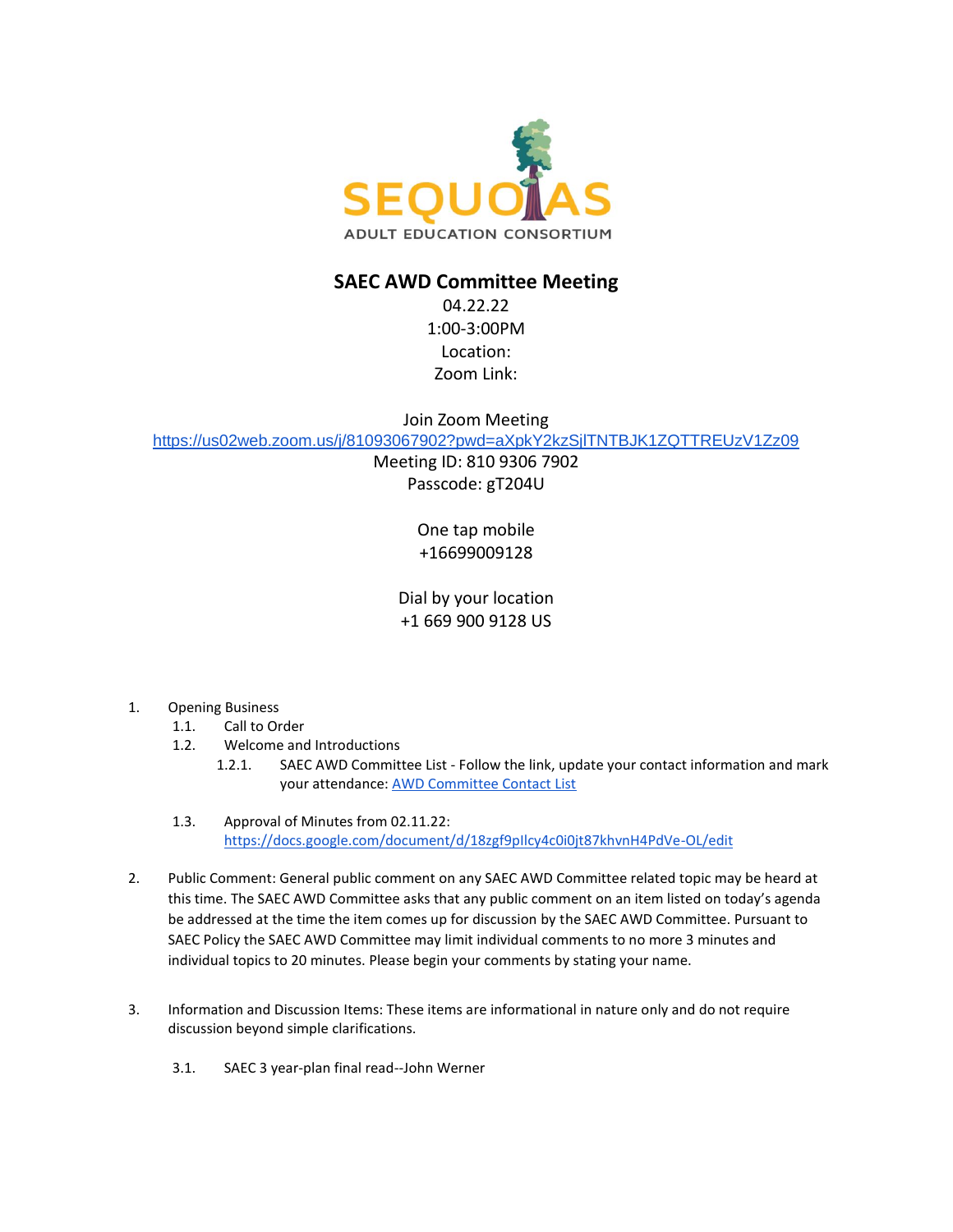SEQUOIAS

ADULT EDUCATION CONSORTIUM

# SAEC AWD Committee Meeting

04.22.22

1:00-3:00PM

Location:

Zoom Link:

Join Zoom Meeting

https://us02web.zoom.us/j/81093067902?pwd=aXpkY2kzSjlTNTBJK1ZQTTREUzV1Zz09

Meeting ID: 810 9306 7902

Passcode: gT204U

One tap mobile

+16699009128

Dial by your location

+1 669 900 9128 US

1. Opening Business
   1.1. Call to Order
   1.2. Welcome and Introductions
      1.2.1. SAEC AWD Committee List - Follow the link, update your contact information and mark your attendance: AWD Committee Contact List
   1.3. Approval of Minutes from 02.11.22: https://docs.google.com/document/d/18zgf9pIlcy4c0i0jt87khvnH4PdVe-OL/edit

2. Public Comment: General public comment on any SAEC AWD Committee related topic may be heard at this time. The SAEC AWD Committee asks that any public comment on an item listed on today's agenda be addressed at the time the item comes up for discussion by the SAEC AWD Committee. Pursuant to SAEC Policy the SAEC AWD Committee may limit individual comments to no more 3 minutes and individual topics to 20 minutes. Please begin your comments by stating your name.

3. Information and Discussion Items: These items are informational in nature only and do not require discussion beyond simple clarifications.
   3.1. SAEC 3 year-plan final read--John Werner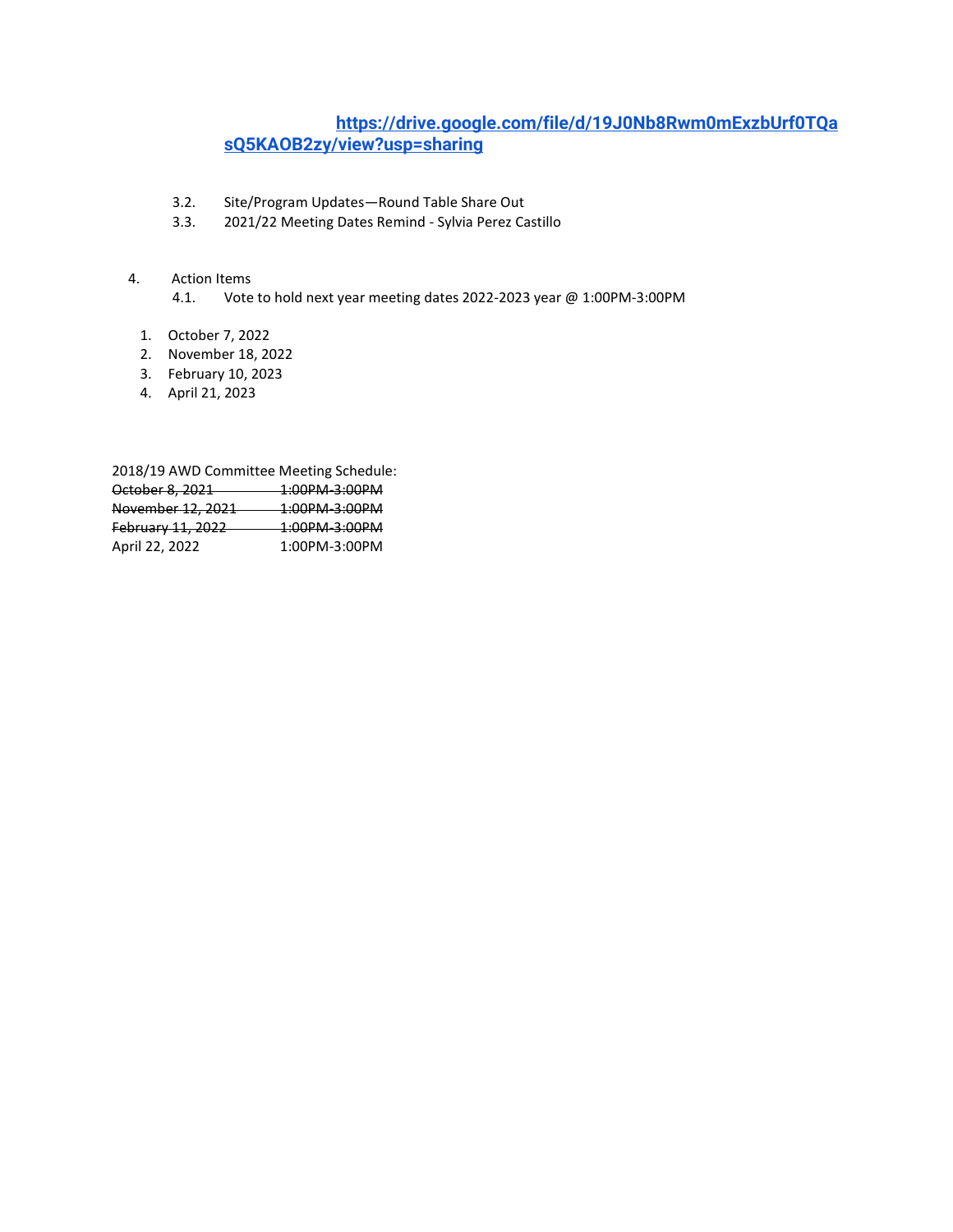https://drive.google.com/file/d/19J0Nb8Rwm0mExzbUrf0TQasQ5KAOB2zy/view?usp=sharing

3.2. Site/Program Updates—Round Table Share Out

3.3. 2021/22 Meeting Dates Remind - Sylvia Perez Castillo

4. Action Items

4.1. Vote to hold next year meeting dates 2022-2023 year @ 1:00PM-3:00PM

1. October 7, 2022
2. November 18, 2022
3. February 10, 2023
4. April 21, 2023

2018/19 AWD Committee Meeting Schedule:

| | |
|---|---|
| ~~October 8, 2021~~ | ~~1:00PM-3:00PM~~ |
| ~~November 12, 2021~~ | ~~1:00PM-3:00PM~~ |
| ~~February 11, 2022~~ | ~~1:00PM-3:00PM~~ |
| April 22, 2022 | 1:00PM-3:00PM |